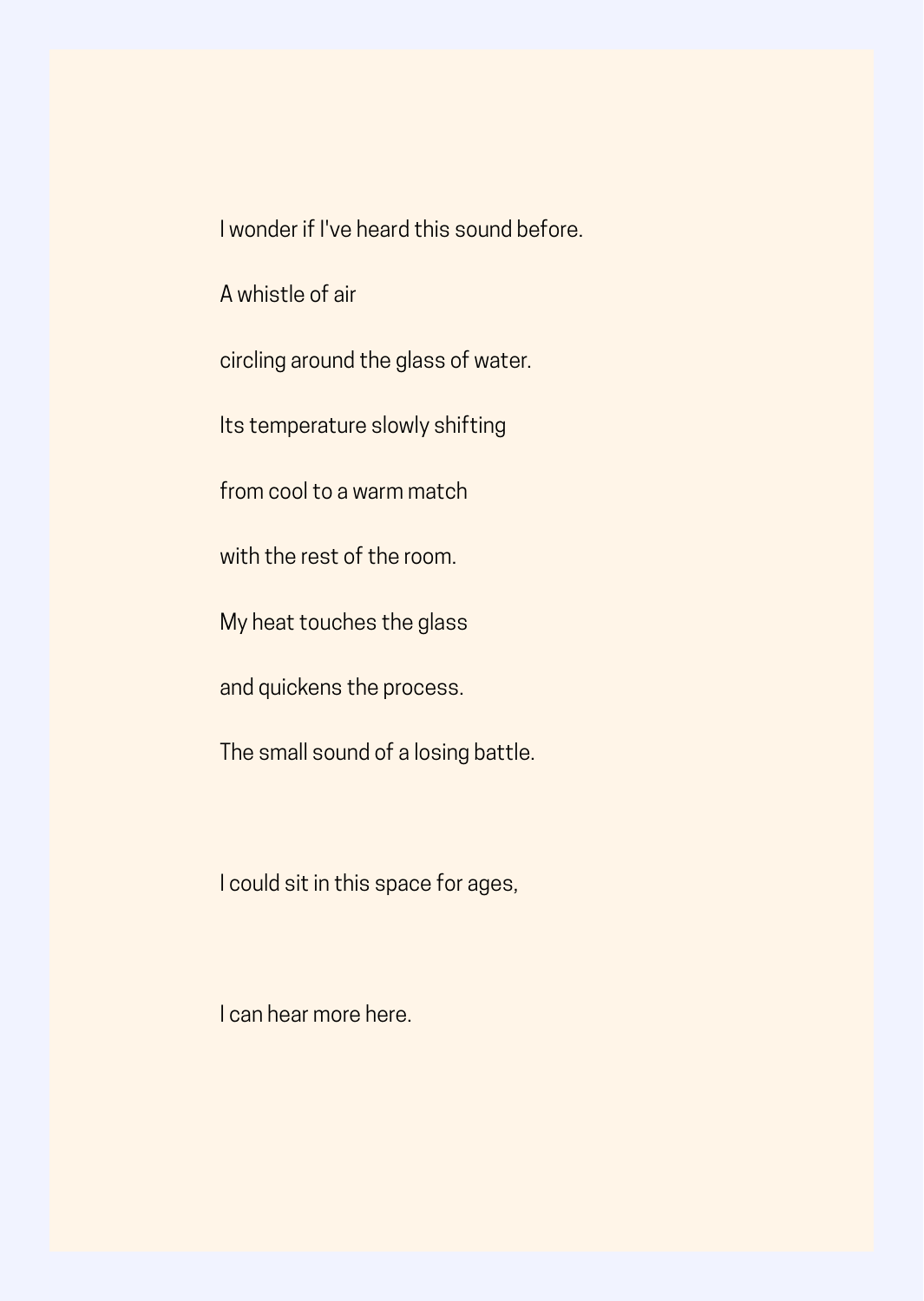I wonder if I've heard this sound before.

A whistle of air

circling around the glass of water.

Its temperature slowly shifting

from cool to a warm match

with the rest of the room.

My heat touches the glass

and quickens the process.

The small sound of a losing battle.

I could sit in this space for ages,

I can hear more here.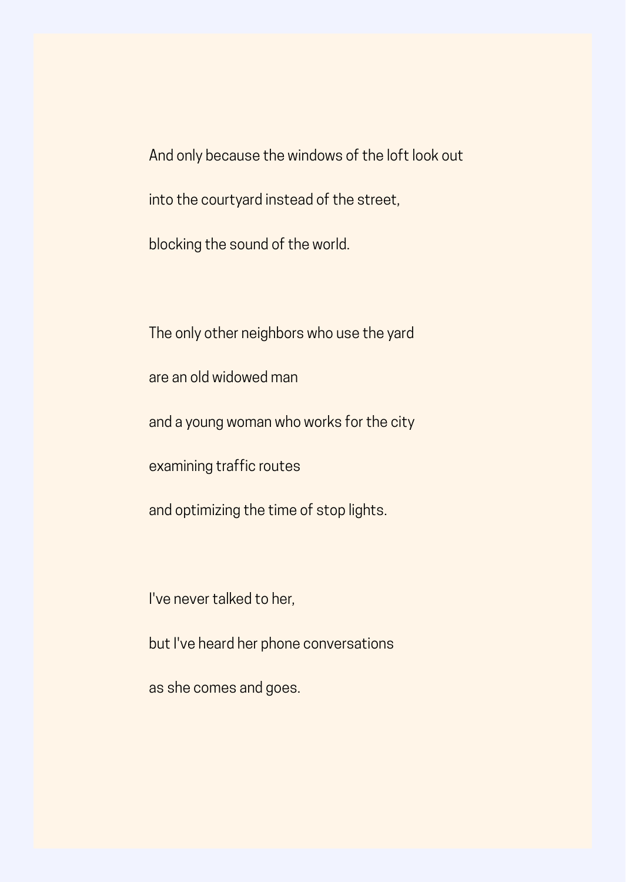And only because the windows of the loft look out

into the courtyard instead of the street,

blocking the sound of the world.

The only other neighbors who use the yard

are an old widowed man

and a young woman who works for the city

examining traffic routes

and optimizing the time of stop lights.

I've never talked to her,

but I've heard her phone conversations

as she comes and goes.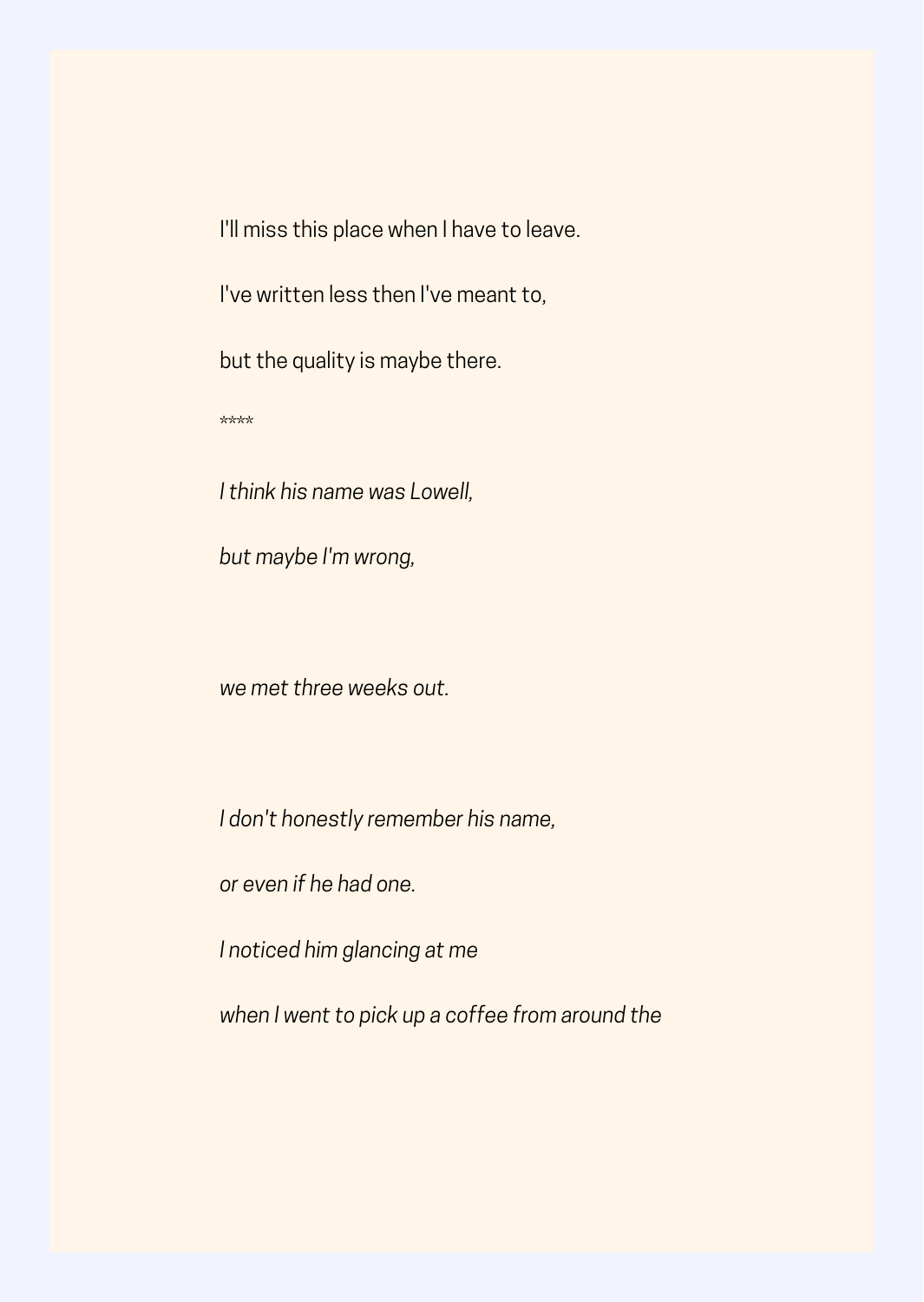I'll miss this place when I have to leave.

I've written less then I've meant to,

but the quality is maybe there.

****

*I think his name was Lowell,*

*but maybe I'm wrong,*

*we met three weeks out.*

*I don't honestly remember his name,*

*or even if he had one.*

*I noticed him glancing at me*

*when I went to pick up a coffee from around the*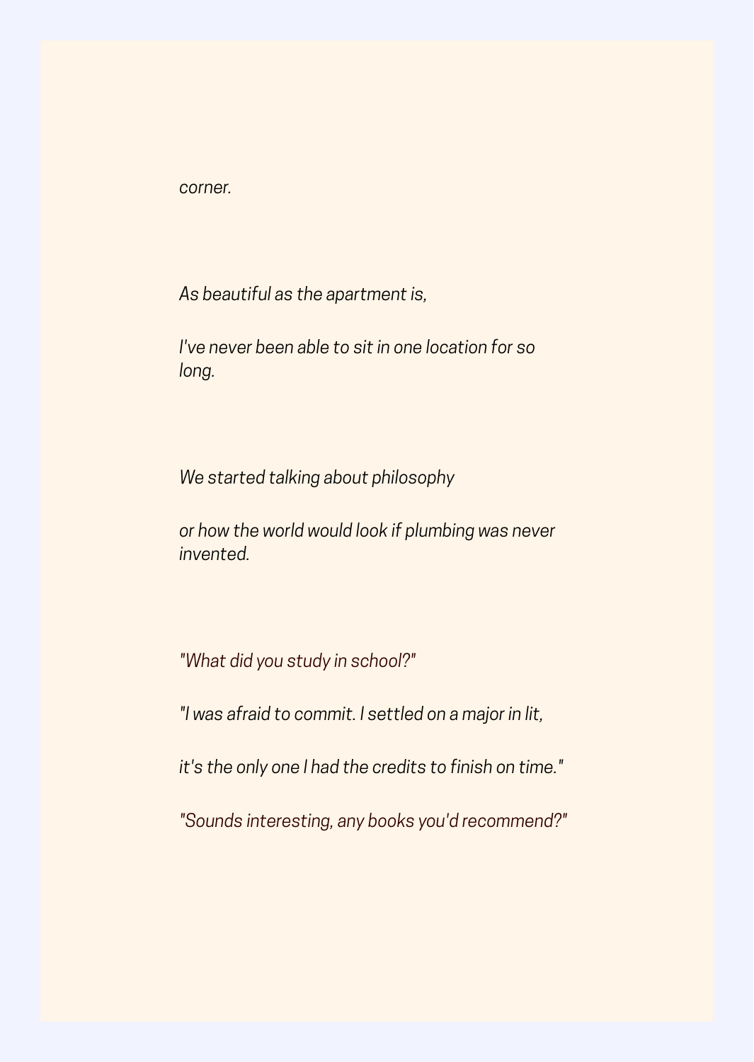*corner.*

*As beautiful as the apartment is,*

*I've never been able to sit in one location for so long.*

*We started talking about philosophy*

*or how the world would look if plumbing was never invented.*

*"What did you study in school?"*

*"I was afraid to commit. I settled on a major in lit,*

*it's the only one I had the credits to finish on time."*

*"Sounds interesting, any books you'd recommend?"*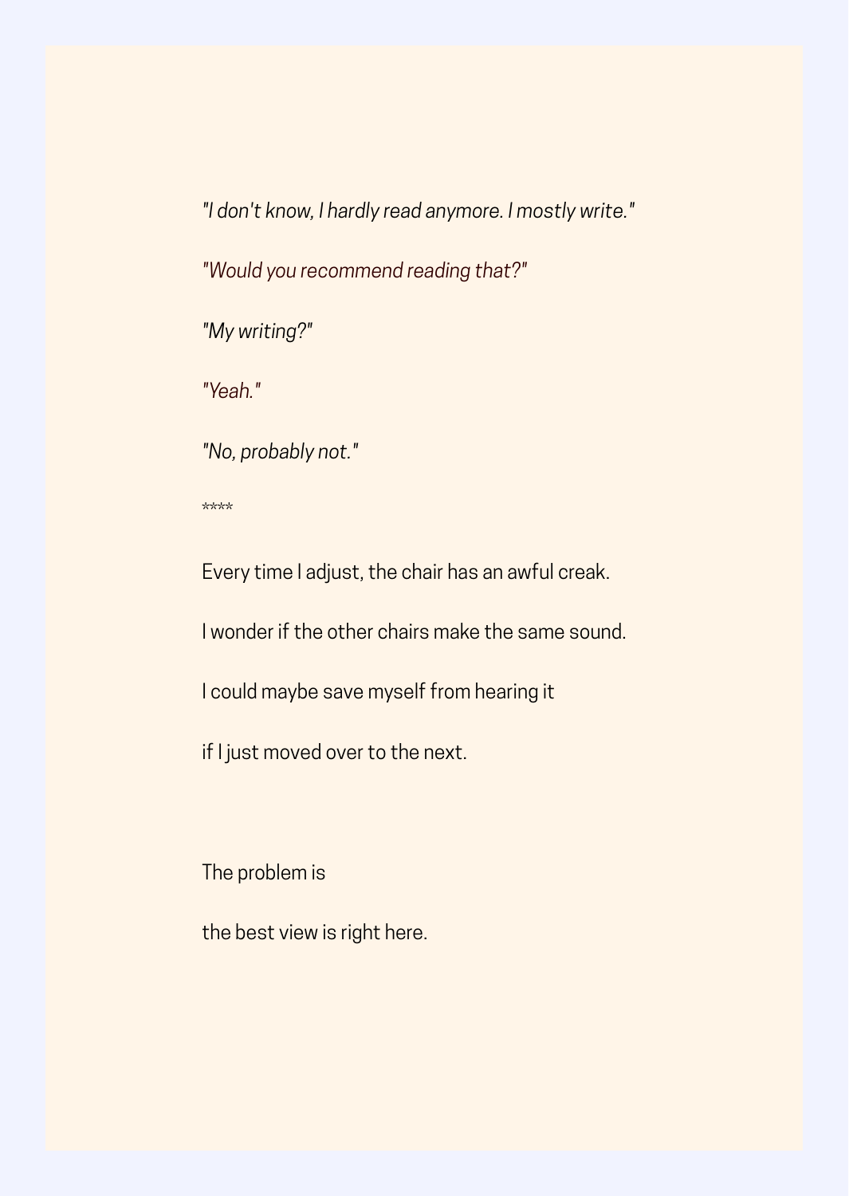*"I don't know, I hardly read anymore. I mostly write."*

*"Would you recommend reading that?"*

*"My writing?"*

*"Yeah."*

*"No, probably not."*

****

Every time I adjust, the chair has an awful creak.

I wonder if the other chairs make the same sound.

I could maybe save myself from hearing it

if I just moved over to the next.

The problem is

the best view is right here.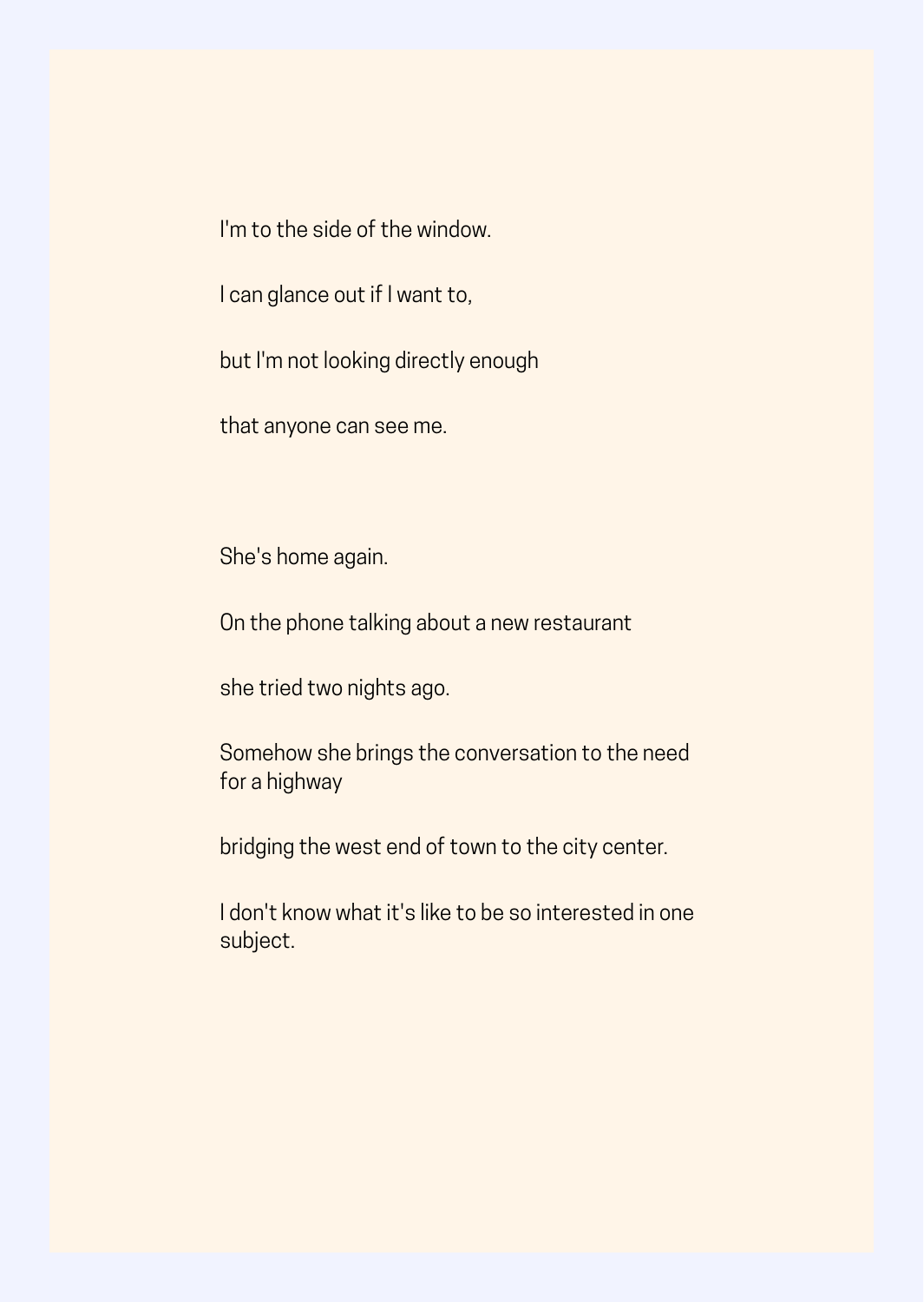I'm to the side of the window.

I can glance out if I want to,

but I'm not looking directly enough

that anyone can see me.

She's home again.

On the phone talking about a new restaurant

she tried two nights ago.

Somehow she brings the conversation to the need for a highway

bridging the west end of town to the city center.

I don't know what it's like to be so interested in one subject.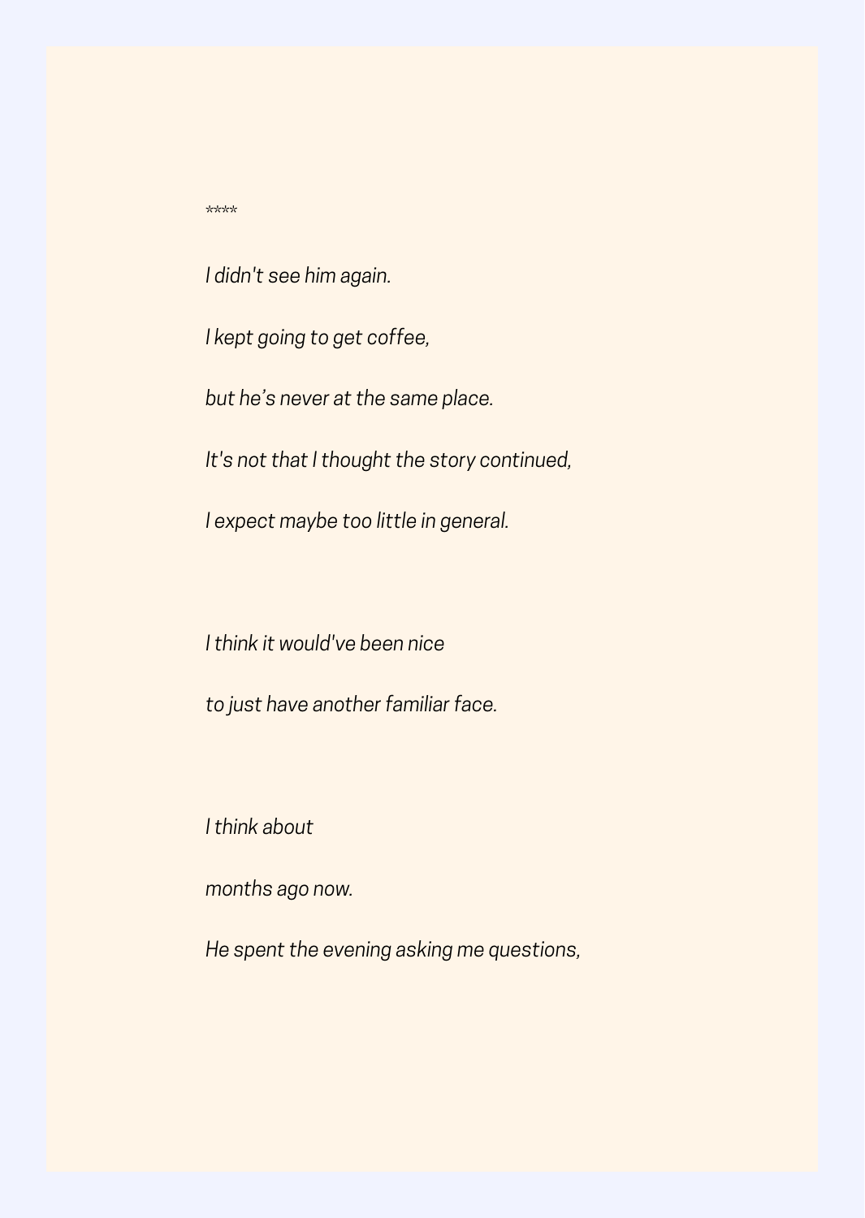****

*I didn't see him again.*

*I kept going to get coffee,*

*but he's never at the same place.*

*It's not that I thought the story continued,*

*I expect maybe too little in general.*

*I think it would've been nice*

*to just have another familiar face.*

*I think about*

*months ago now.*

*He spent the evening asking me questions,*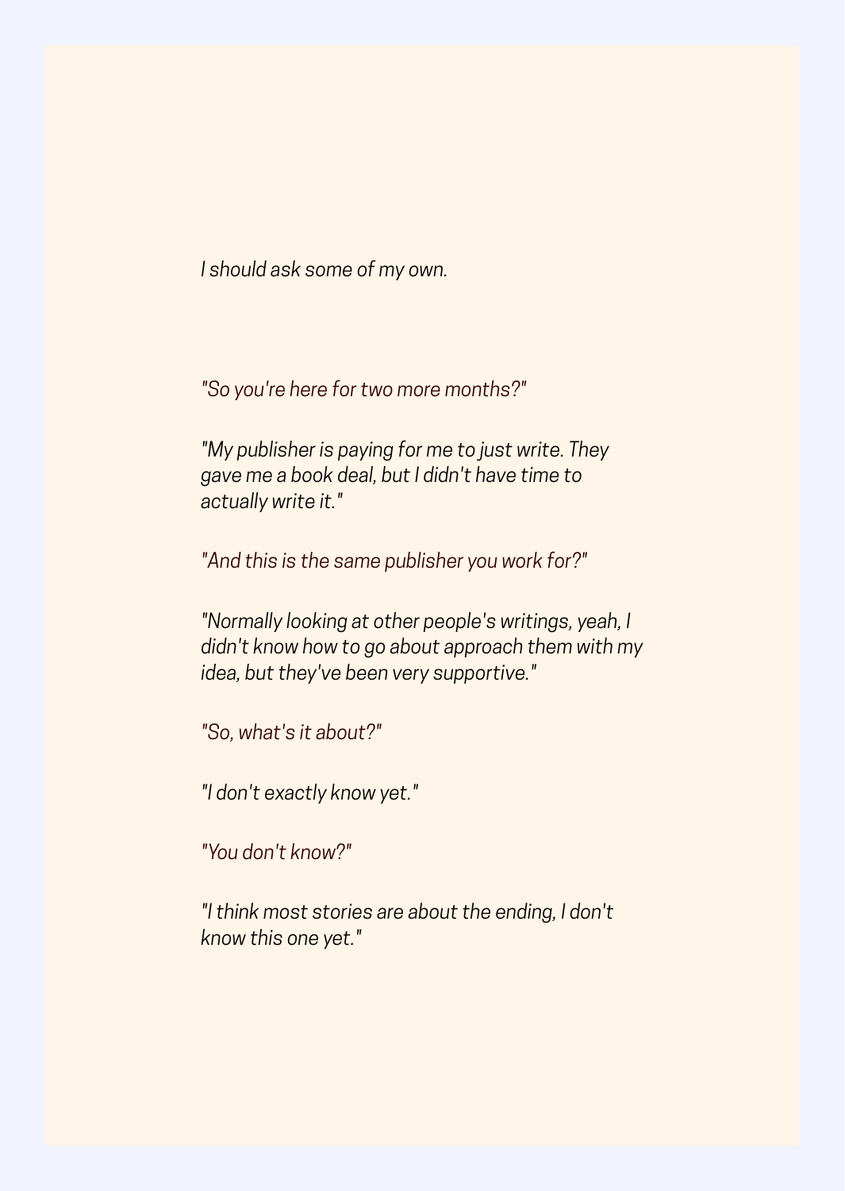*I should ask some of my own.*

*"So you're here for two more months?"*

*"My publisher is paying for me to just write. They gave me a book deal, but I didn't have time to actually write it."*

*"And this is the same publisher you work for?"*

*"Normally looking at other people's writings, yeah, I didn't know how to go about approach them with my idea, but they've been very supportive."*

*"So, what's it about?"*

*"I don't exactly know yet."*

*"You don't know?"*

*"I think most stories are about the ending, I don't know this one yet."*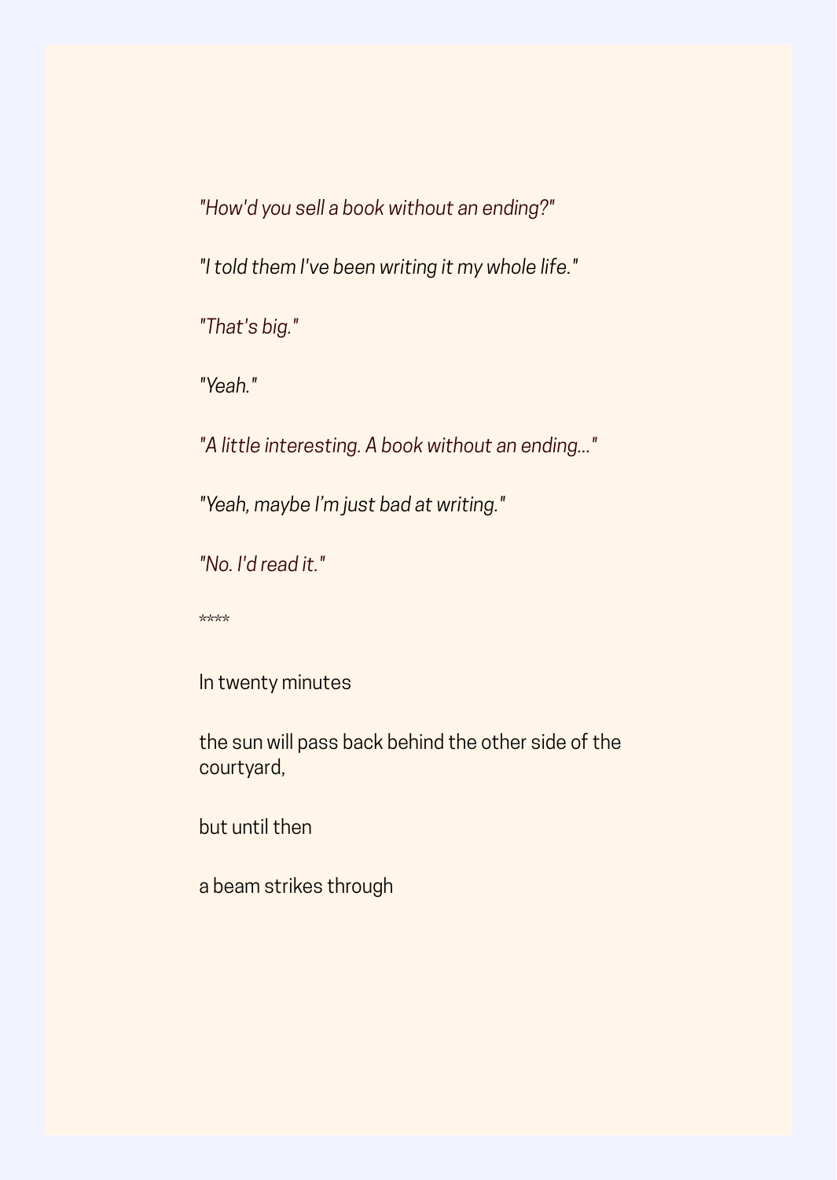*"How'd you sell a book without an ending?"*

*"I told them I've been writing it my whole life."*

*"That's big."*

*"Yeah."*

*"A little interesting. A book without an ending..."*

*"Yeah, maybe I'm just bad at writing."*

*"No. I'd read it."*

****

In twenty minutes

the sun will pass back behind the other side of the courtyard,

but until then

a beam strikes through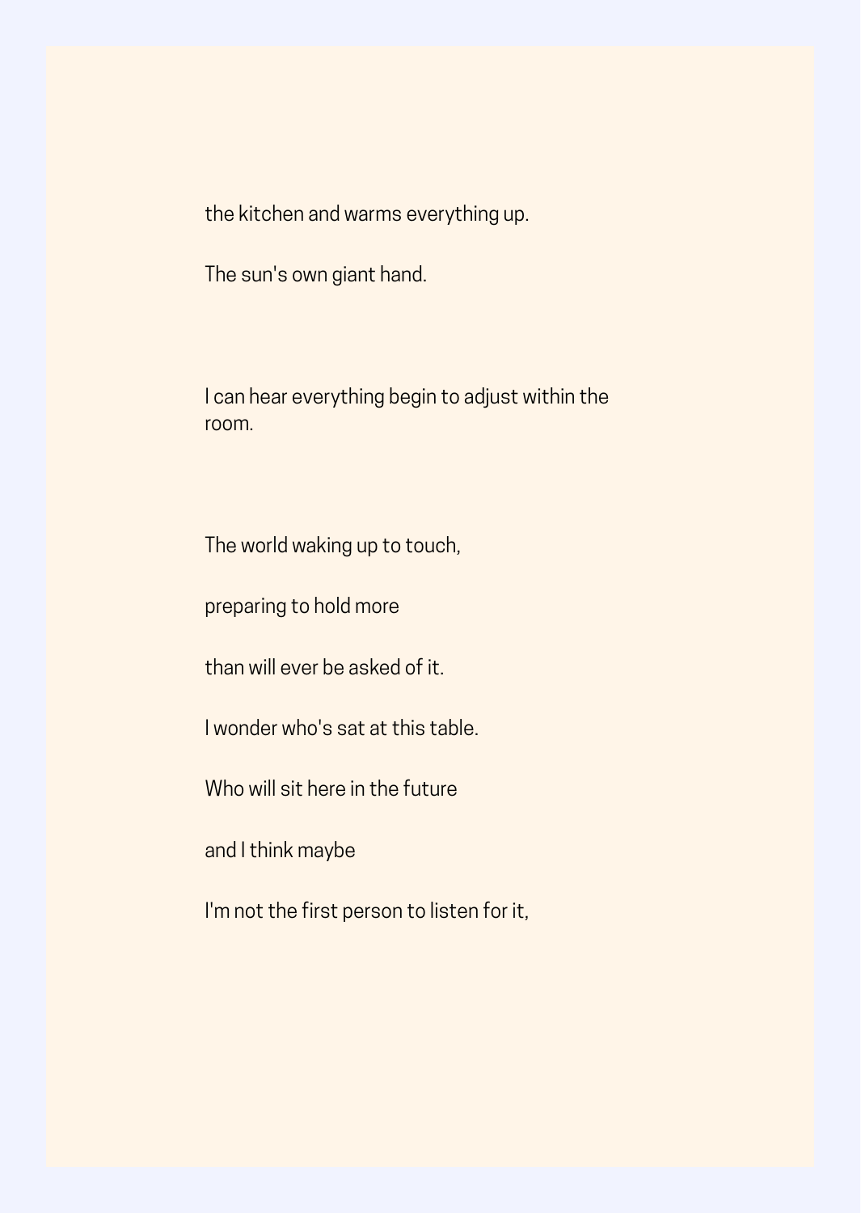the kitchen and warms everything up.

The sun's own giant hand.

I can hear everything begin to adjust within the room.

The world waking up to touch,

preparing to hold more

than will ever be asked of it.

I wonder who's sat at this table.

Who will sit here in the future

and I think maybe

I'm not the first person to listen for it,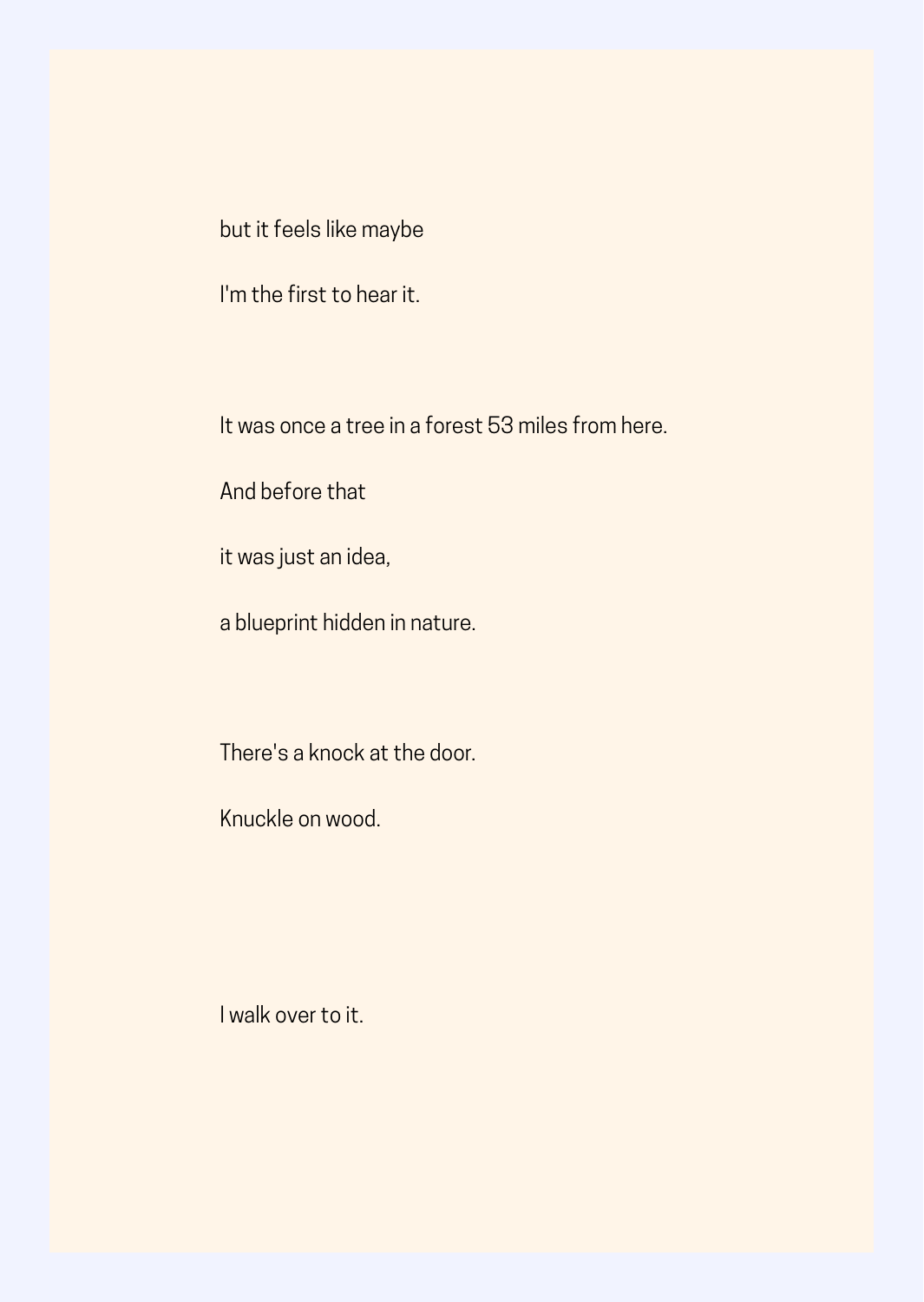but it feels like maybe

I'm the first to hear it.

It was once a tree in a forest 53 miles from here.

And before that

it was just an idea,

a blueprint hidden in nature.

There's a knock at the door.

Knuckle on wood.

I walk over to it.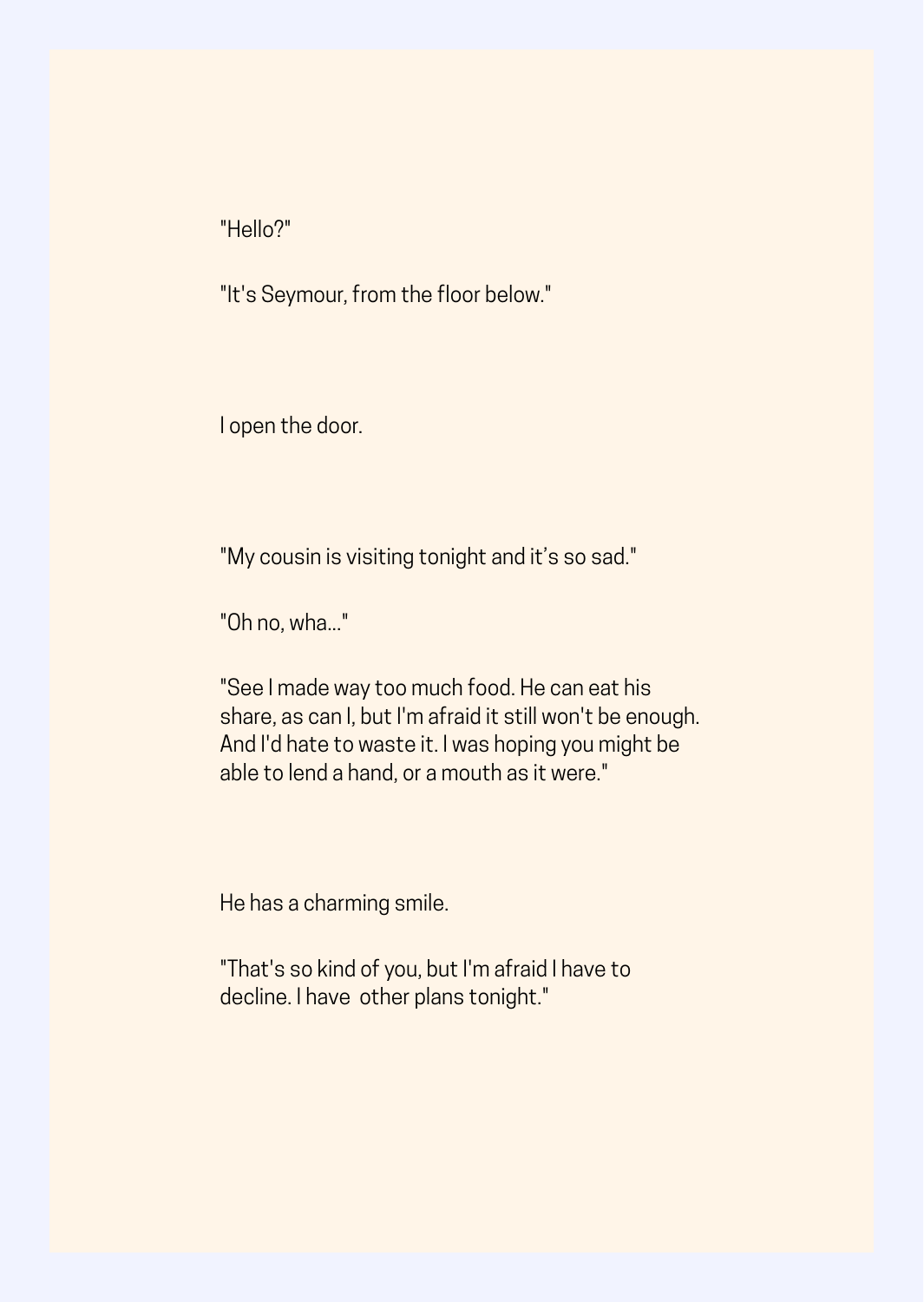"Hello?"

"It's Seymour, from the floor below."

I open the door.

"My cousin is visiting tonight and it’s so sad."

"Oh no, wha..."

"See I made way too much food. He can eat his share, as can I, but I'm afraid it still won't be enough. And I'd hate to waste it. I was hoping you might be able to lend a hand, or a mouth as it were."

He has a charming smile.

"That's so kind of you, but I'm afraid I have to decline. I have other plans tonight."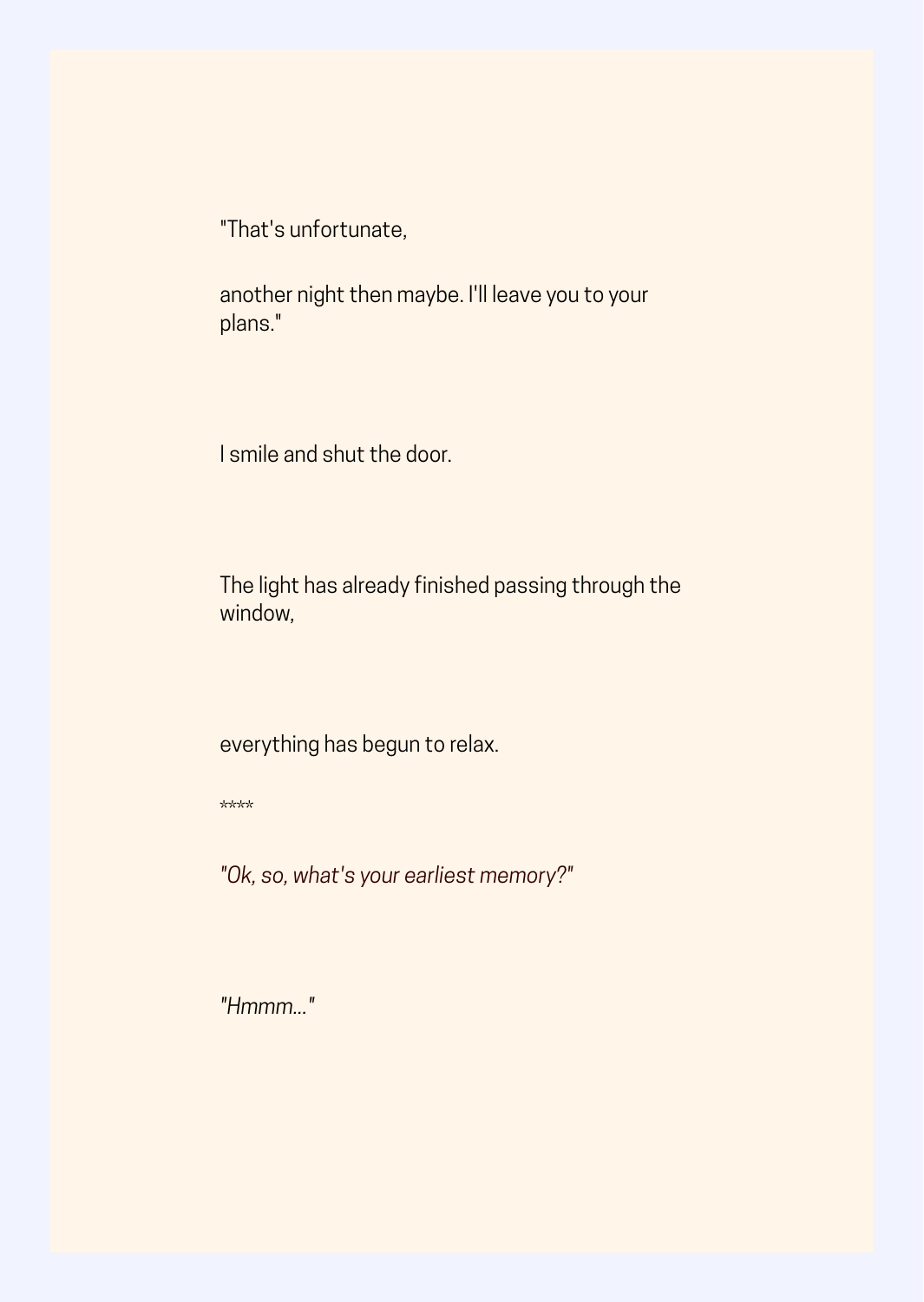"That's unfortunate,

another night then maybe. I'll leave you to your plans."

I smile and shut the door.

The light has already finished passing through the window,

everything has begun to relax.

****

*"Ok, so, what's your earliest memory?"*

*"Hmmm..."*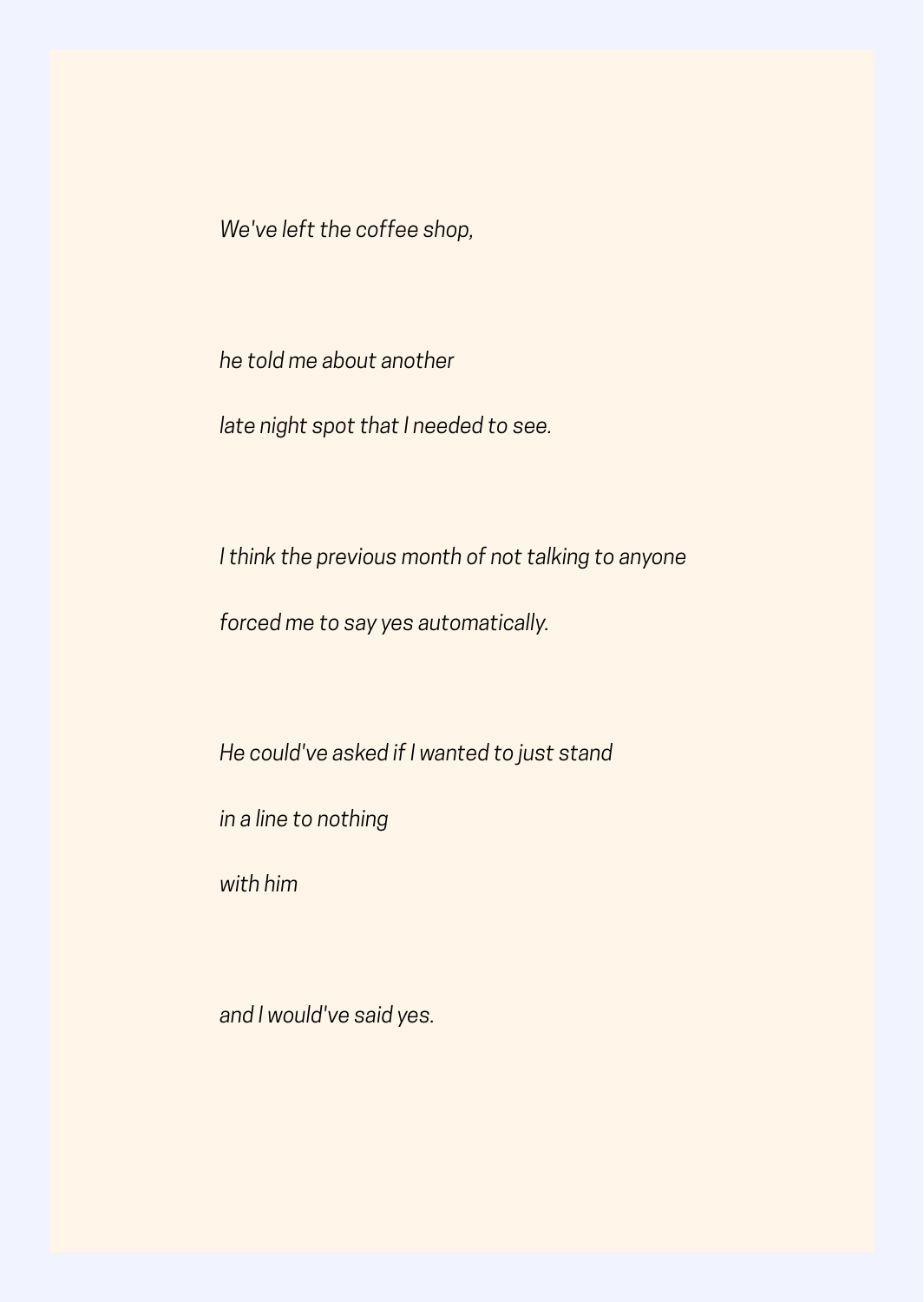*We've left the coffee shop,*

*he told me about another*
*late night spot that I needed to see.*

*I think the previous month of not talking to anyone*
*forced me to say yes automatically.*

*He could've asked if I wanted to just stand*
*in a line to nothing*
*with him*

*and I would've said yes.*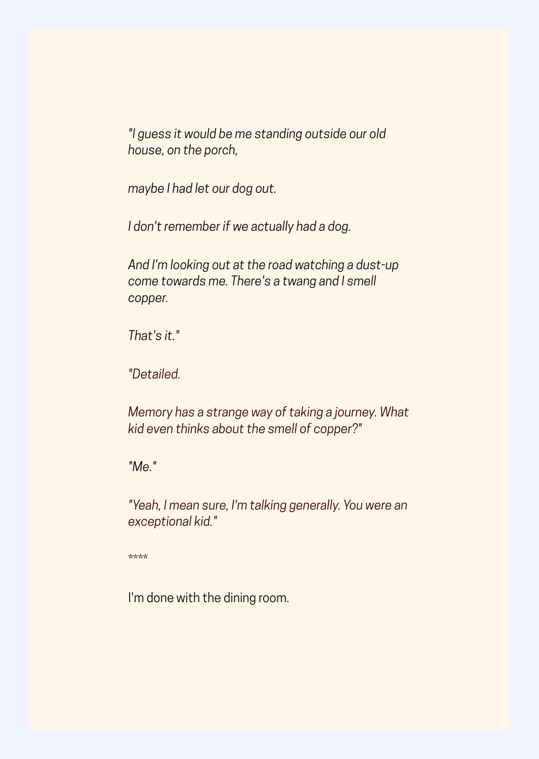*"I guess it would be me standing outside our old house, on the porch,*

*maybe I had let our dog out.*

*I don't remember if we actually had a dog.*

*And I'm looking out at the road watching a dust-up come towards me. There's a twang and I smell copper.*

*That's it."*

*"Detailed.*

*Memory has a strange way of taking a journey. What kid even thinks about the smell of copper?"*

*"Me."*

*"Yeah, I mean sure, I'm talking generally. You were an exceptional kid."*

****

I'm done with the dining room.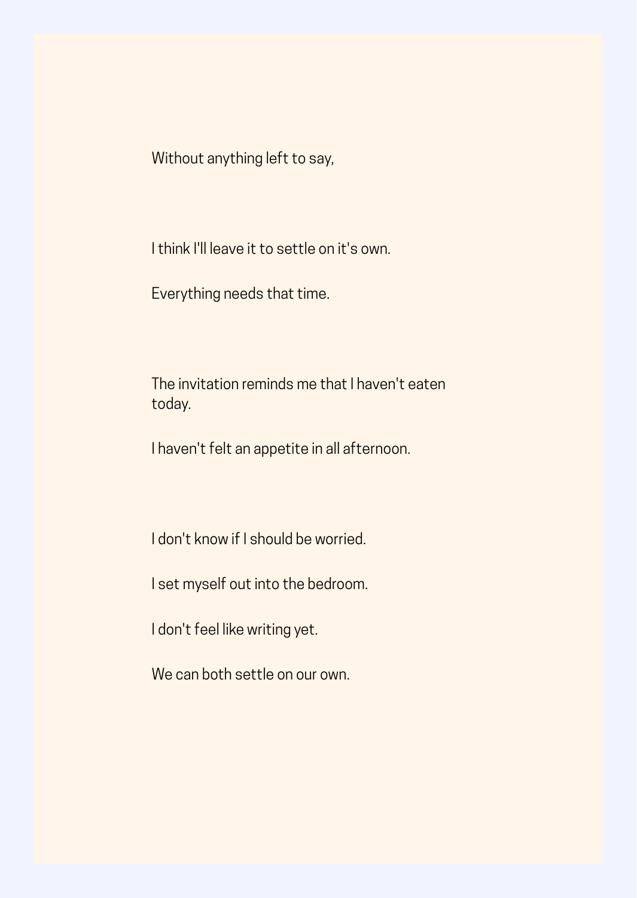Without anything left to say,

I think I'll leave it to settle on it's own.

Everything needs that time.

The invitation reminds me that I haven't eaten today.

I haven't felt an appetite in all afternoon.

I don't know if I should be worried.

I set myself out into the bedroom.

I don't feel like writing yet.

We can both settle on our own.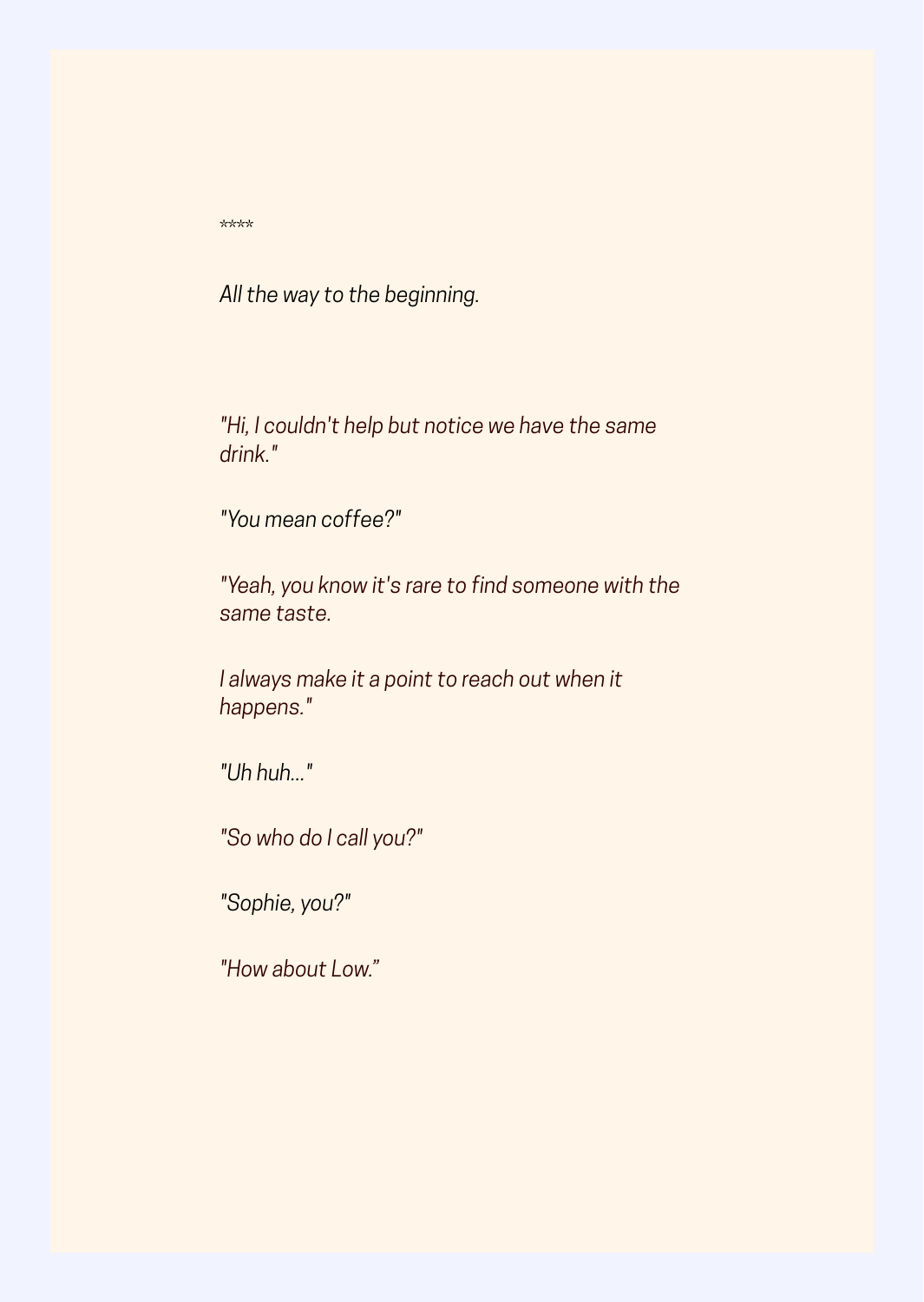****

*All the way to the beginning.*

*"Hi, I couldn't help but notice we have the same drink."*

*"You mean coffee?"*

*"Yeah, you know it's rare to find someone with the same taste.*

*I always make it a point to reach out when it happens."*

*"Uh huh..."*

*"So who do I call you?"*

*"Sophie, you?"*

*"How about Low."*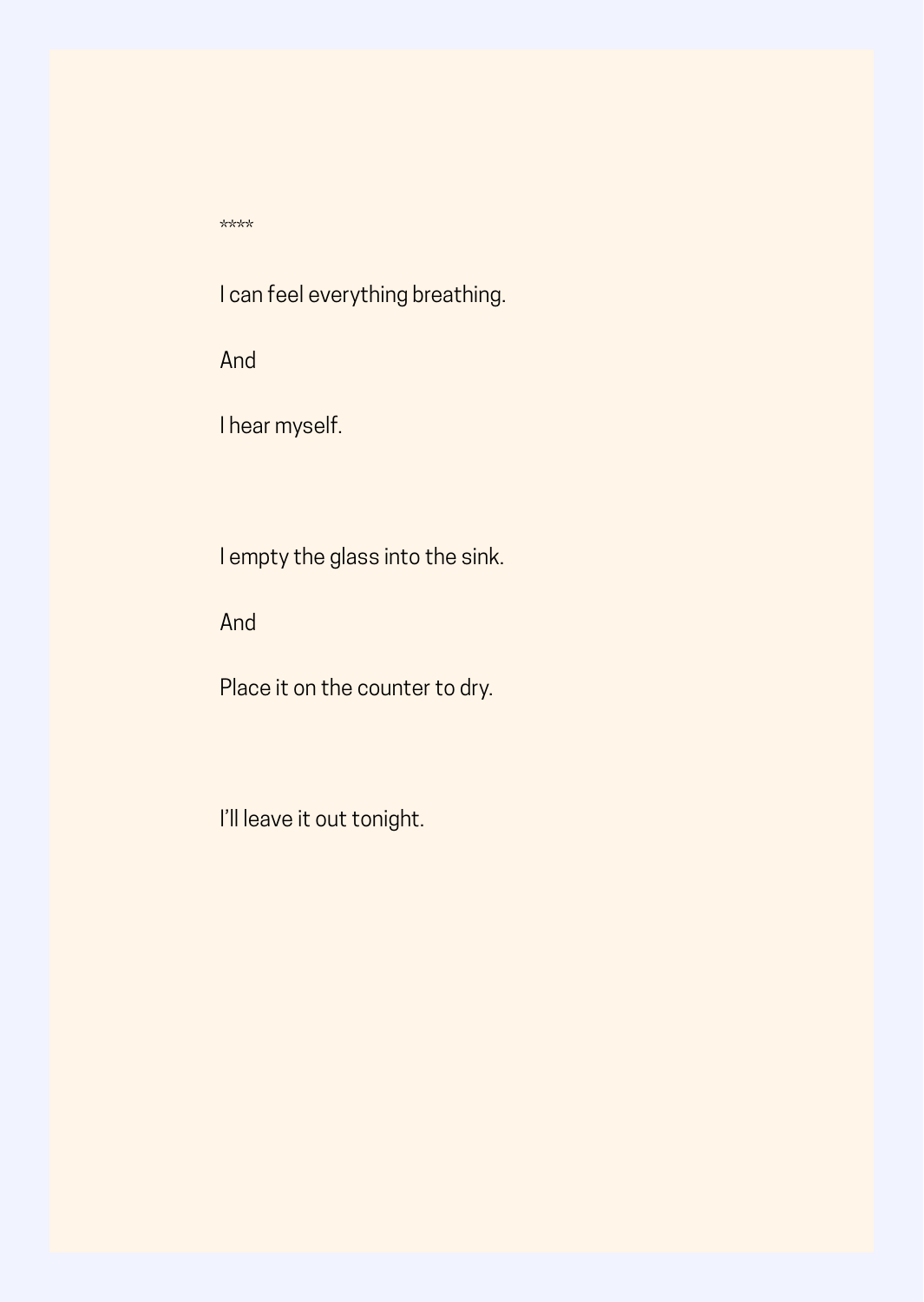****

I can feel everything breathing.

And

I hear myself.

I empty the glass into the sink.

And

Place it on the counter to dry.

I'll leave it out tonight.